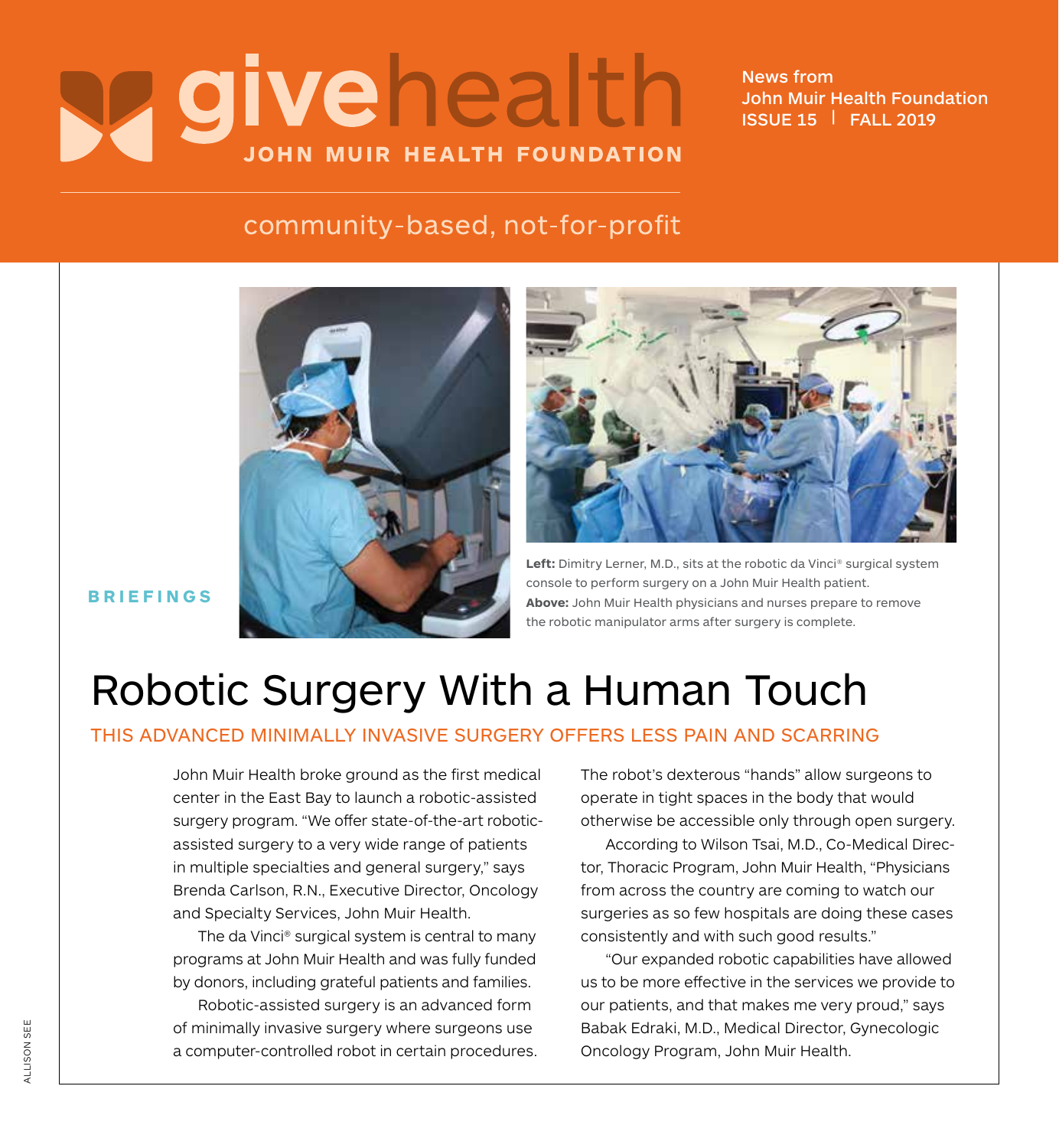# givehealth

**JOHN MUIR HEALTH FOUNDATION**

News from John Muir Health Foundation
ISSUE 15 | FALL 2019

community-based, not-for-profit

**BRIEFINGS**

**Left:** Dimitry Lerner, M.D., sits at the robotic da Vinci® surgical system console to perform surgery on a John Muir Health patient.
**Above:** John Muir Health physicians and nurses prepare to remove the robotic manipulator arms after surgery is complete.

# Robotic Surgery With a Human Touch

## THIS ADVANCED MINIMALLY INVASIVE SURGERY OFFERS LESS PAIN AND SCARRING

John Muir Health broke ground as the first medical center in the East Bay to launch a robotic-assisted surgery program. "We offer state-of-the-art robotic-assisted surgery to a very wide range of patients in multiple specialties and general surgery," says Brenda Carlson, R.N., Executive Director, Oncology and Specialty Services, John Muir Health.

The da Vinci® surgical system is central to many programs at John Muir Health and was fully funded by donors, including grateful patients and families.

Robotic-assisted surgery is an advanced form of minimally invasive surgery where surgeons use a computer-controlled robot in certain procedures. The robot's dexterous "hands" allow surgeons to operate in tight spaces in the body that would otherwise be accessible only through open surgery.

According to Wilson Tsai, M.D., Co-Medical Director, Thoracic Program, John Muir Health, "Physicians from across the country are coming to watch our surgeries as so few hospitals are doing these cases consistently and with such good results."

"Our expanded robotic capabilities have allowed us to be more effective in the services we provide to our patients, and that makes me very proud," says Babak Edraki, M.D., Medical Director, Gynecologic Oncology Program, John Muir Health.

ALLISON SEE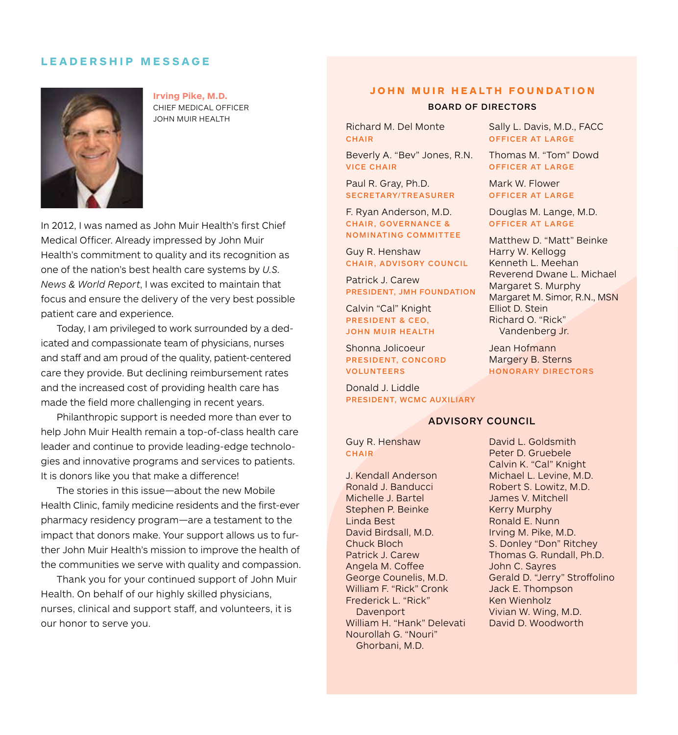## LEADERSHIP MESSAGE

**Irving Pike, M.D.**
CHIEF MEDICAL OFFICER
JOHN MUIR HEALTH

In 2012, I was named as John Muir Health's first Chief Medical Officer. Already impressed by John Muir Health's commitment to quality and its recognition as one of the nation's best health care systems by *U.S. News & World Report*, I was excited to maintain that focus and ensure the delivery of the very best possible patient care and experience.

Today, I am privileged to work surrounded by a dedicated and compassionate team of physicians, nurses and staff and am proud of the quality, patient-centered care they provide. But declining reimbursement rates and the increased cost of providing health care has made the field more challenging in recent years.

Philanthropic support is needed more than ever to help John Muir Health remain a top-of-class health care leader and continue to provide leading-edge technologies and innovative programs and services to patients. It is donors like you that make a difference!

The stories in this issue—about the new Mobile Health Clinic, family medicine residents and the first-ever pharmacy residency program—are a testament to the impact that donors make. Your support allows us to further John Muir Health's mission to improve the health of the communities we serve with quality and compassion.

Thank you for your continued support of John Muir Health. On behalf of our highly skilled physicians, nurses, clinical and support staff, and volunteers, it is our honor to serve you.

## JOHN MUIR HEALTH FOUNDATION

### BOARD OF DIRECTORS

Richard M. Del Monte
CHAIR

Beverly A. "Bev" Jones, R.N.
VICE CHAIR

Paul R. Gray, Ph.D.
SECRETARY/TREASURER

F. Ryan Anderson, M.D.
CHAIR, GOVERNANCE & NOMINATING COMMITTEE

Guy R. Henshaw
CHAIR, ADVISORY COUNCIL

Patrick J. Carew
PRESIDENT, JMH FOUNDATION

Calvin "Cal" Knight
PRESIDENT & CEO, JOHN MUIR HEALTH

Shonna Jolicoeur
PRESIDENT, CONCORD VOLUNTEERS

Donald J. Liddle
PRESIDENT, WCMC AUXILIARY

Sally L. Davis, M.D., FACC
OFFICER AT LARGE

Thomas M. "Tom" Dowd
OFFICER AT LARGE

Mark W. Flower
OFFICER AT LARGE

Douglas M. Lange, M.D.
OFFICER AT LARGE

Matthew D. "Matt" Beinke
Harry W. Kellogg
Kenneth L. Meehan
Reverend Dwane L. Michael
Margaret S. Murphy
Margaret M. Simor, R.N., MSN
Elliot D. Stein
Richard O. "Rick" Vandenberg Jr.

Jean Hofmann
Margery B. Sterns
HONORARY DIRECTORS

### ADVISORY COUNCIL

Guy R. Henshaw
CHAIR

J. Kendall Anderson
Ronald J. Banducci
Michelle J. Bartel
Stephen P. Beinke
Linda Best
David Birdsall, M.D.
Chuck Bloch
Patrick J. Carew
Angela M. Coffee
George Counelis, M.D.
William F. "Rick" Cronk
Frederick L. "Rick" Davenport
William H. "Hank" Delevati
Nourollah G. "Nouri" Ghorbani, M.D.
David L. Goldsmith
Peter D. Gruebele
Calvin K. "Cal" Knight
Michael L. Levine, M.D.
Robert S. Lowitz, M.D.
James V. Mitchell
Kerry Murphy
Ronald E. Nunn
Irving M. Pike, M.D.
S. Donley "Don" Ritchey
Thomas G. Rundall, Ph.D.
John C. Sayres
Gerald D. "Jerry" Stroffolino
Jack E. Thompson
Ken Wienholz
Vivian W. Wing, M.D.
David D. Woodworth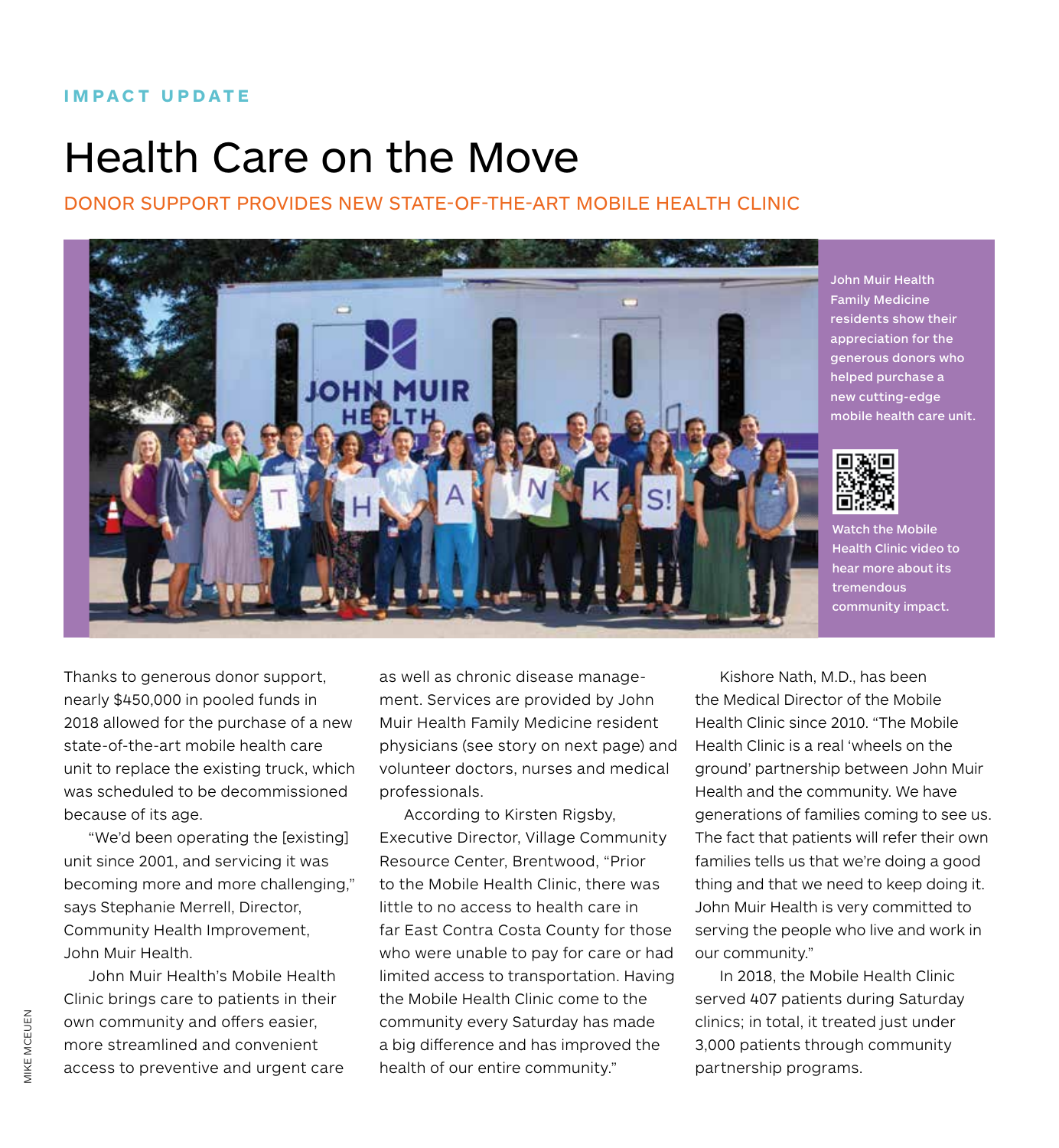IMPACT UPDATE

# Health Care on the Move

## DONOR SUPPORT PROVIDES NEW STATE-OF-THE-ART MOBILE HEALTH CLINIC

John Muir Health Family Medicine residents show their appreciation for the generous donors who helped purchase a new cutting-edge mobile health care unit.

Watch the Mobile Health Clinic video to hear more about its tremendous community impact.

Thanks to generous donor support, nearly $450,000 in pooled funds in 2018 allowed for the purchase of a new state-of-the-art mobile health care unit to replace the existing truck, which was scheduled to be decommissioned because of its age.

"We'd been operating the [existing] unit since 2001, and servicing it was becoming more and more challenging," says Stephanie Merrell, Director, Community Health Improvement, John Muir Health.

John Muir Health's Mobile Health Clinic brings care to patients in their own community and offers easier, more streamlined and convenient access to preventive and urgent care as well as chronic disease management. Services are provided by John Muir Health Family Medicine resident physicians (see story on next page) and volunteer doctors, nurses and medical professionals.

According to Kirsten Rigsby, Executive Director, Village Community Resource Center, Brentwood, "Prior to the Mobile Health Clinic, there was little to no access to health care in far East Contra Costa County for those who were unable to pay for care or had limited access to transportation. Having the Mobile Health Clinic come to the community every Saturday has made a big difference and has improved the health of our entire community."

Kishore Nath, M.D., has been the Medical Director of the Mobile Health Clinic since 2010. "The Mobile Health Clinic is a real 'wheels on the ground' partnership between John Muir Health and the community. We have generations of families coming to see us. The fact that patients will refer their own families tells us that we're doing a good thing and that we need to keep doing it. John Muir Health is very committed to serving the people who live and work in our community."

In 2018, the Mobile Health Clinic served 407 patients during Saturday clinics; in total, it treated just under 3,000 patients through community partnership programs.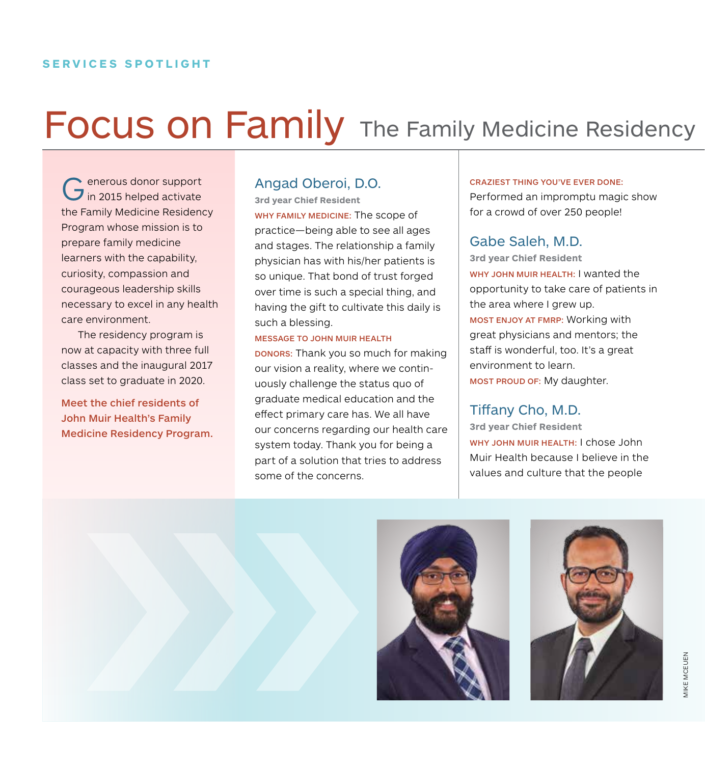SERVICES SPOTLIGHT

# Focus on Family

## The Family Medicine Residency

Generous donor support in 2015 helped activate the Family Medicine Residency Program whose mission is to prepare family medicine learners with the capability, curiosity, compassion and courageous leadership skills necessary to excel in any health care environment.

The residency program is now at capacity with three full classes and the inaugural 2017 class set to graduate in 2020.

**Meet the chief residents of John Muir Health's Family Medicine Residency Program.**

### Angad Oberoi, D.O.

**3rd year Chief Resident**

**WHY FAMILY MEDICINE:** The scope of practice—being able to see all ages and stages. The relationship a family physician has with his/her patients is so unique. That bond of trust forged over time is such a special thing, and having the gift to cultivate this daily is such a blessing.

**MESSAGE TO JOHN MUIR HEALTH DONORS:** Thank you so much for making our vision a reality, where we continuously challenge the status quo of graduate medical education and the effect primary care has. We all have our concerns regarding our health care system today. Thank you for being a part of a solution that tries to address some of the concerns.

**CRAZIEST THING YOU'VE EVER DONE:** Performed an impromptu magic show for a crowd of over 250 people!

### Gabe Saleh, M.D.

**3rd year Chief Resident**

**WHY JOHN MUIR HEALTH:** I wanted the opportunity to take care of patients in the area where I grew up.

**MOST ENJOY AT FMRP:** Working with great physicians and mentors; the staff is wonderful, too. It's a great environment to learn.

**MOST PROUD OF:** My daughter.

### Tiffany Cho, M.D.

**3rd year Chief Resident**

**WHY JOHN MUIR HEALTH:** I chose John Muir Health because I believe in the values and culture that the people

MIKE MCEUEN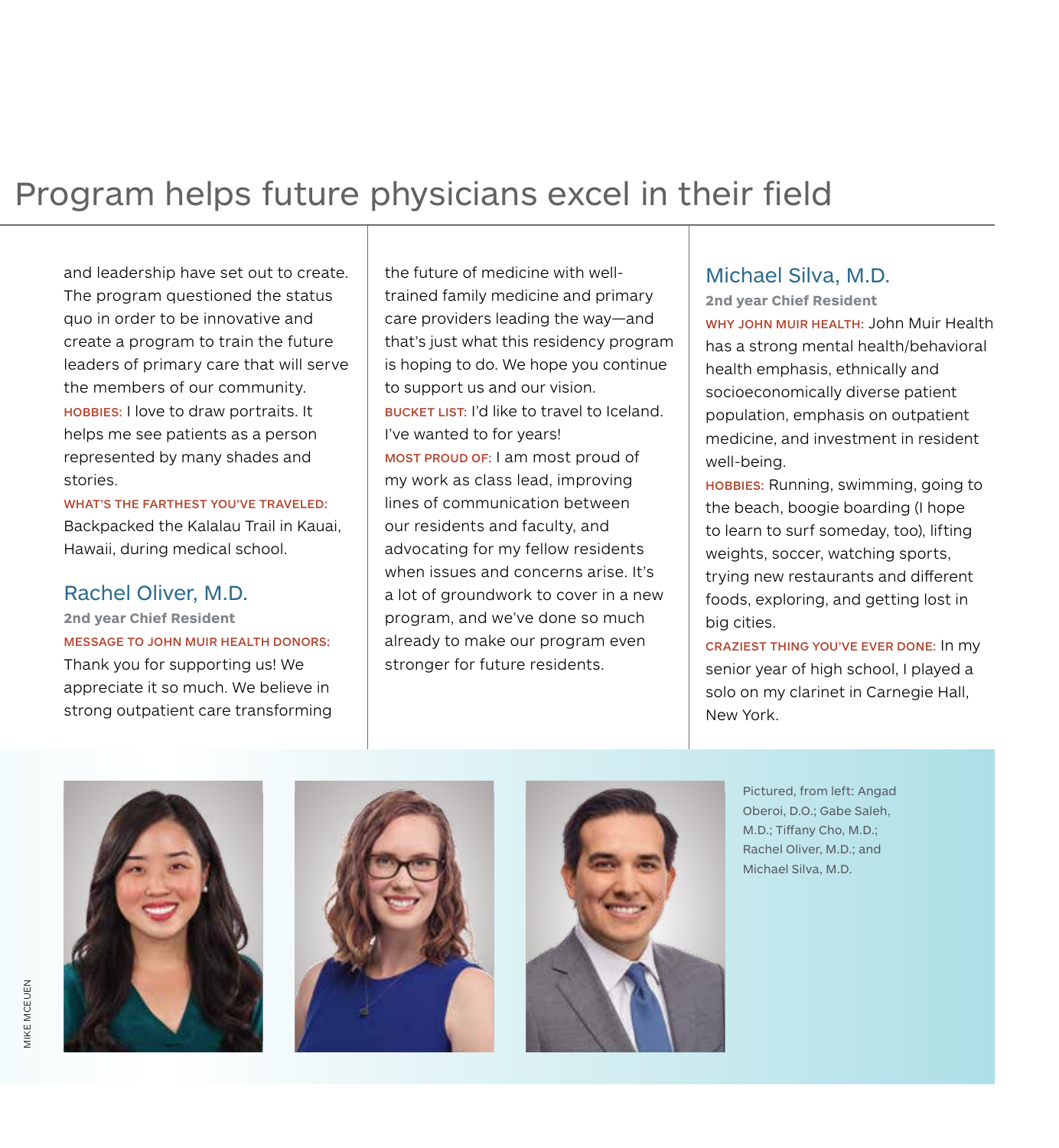# Program helps future physicians excel in their field

and leadership have set out to create. The program questioned the status quo in order to be innovative and create a program to train the future leaders of primary care that will serve the members of our community.

HOBBIES: I love to draw portraits. It helps me see patients as a person represented by many shades and stories.

WHAT'S THE FARTHEST YOU'VE TRAVELED: Backpacked the Kalalau Trail in Kauai, Hawaii, during medical school.

## Rachel Oliver, M.D.

**2nd year Chief Resident**

MESSAGE TO JOHN MUIR HEALTH DONORS: Thank you for supporting us! We appreciate it so much. We believe in strong outpatient care transforming the future of medicine with well-trained family medicine and primary care providers leading the way—and that's just what this residency program is hoping to do. We hope you continue to support us and our vision.

BUCKET LIST: I'd like to travel to Iceland. I've wanted to for years!

MOST PROUD OF: I am most proud of my work as class lead, improving lines of communication between our residents and faculty, and advocating for my fellow residents when issues and concerns arise. It's a lot of groundwork to cover in a new program, and we've done so much already to make our program even stronger for future residents.

## Michael Silva, M.D.

**2nd year Chief Resident**

WHY JOHN MUIR HEALTH: John Muir Health has a strong mental health/behavioral health emphasis, ethnically and socioeconomically diverse patient population, emphasis on outpatient medicine, and investment in resident well-being.

HOBBIES: Running, swimming, going to the beach, boogie boarding (I hope to learn to surf someday, too), lifting weights, soccer, watching sports, trying new restaurants and different foods, exploring, and getting lost in big cities.

CRAZIEST THING YOU'VE EVER DONE: In my senior year of high school, I played a solo on my clarinet in Carnegie Hall, New York.

Pictured, from left: Angad Oberoi, D.O.; Gabe Saleh, M.D.; Tiffany Cho, M.D.; Rachel Oliver, M.D.; and Michael Silva, M.D.

MIKE MCEUEN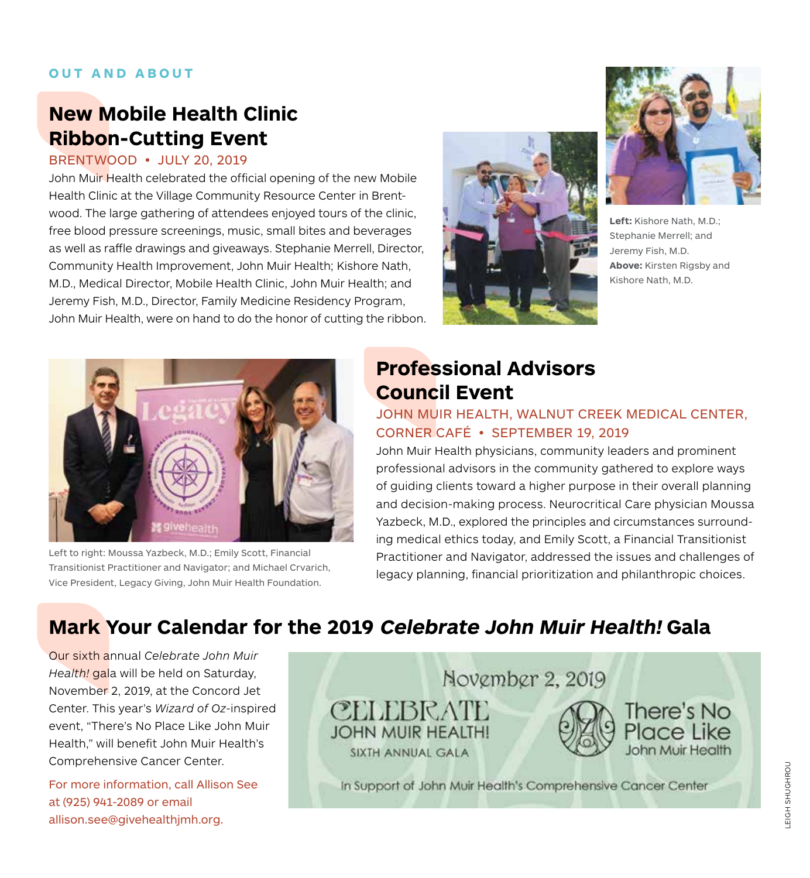OUT AND ABOUT

## New Mobile Health Clinic Ribbon-Cutting Event

BRENTWOOD • JULY 20, 2019

John Muir Health celebrated the official opening of the new Mobile Health Clinic at the Village Community Resource Center in Brentwood. The large gathering of attendees enjoyed tours of the clinic, free blood pressure screenings, music, small bites and beverages as well as raffle drawings and giveaways. Stephanie Merrell, Director, Community Health Improvement, John Muir Health; Kishore Nath, M.D., Medical Director, Mobile Health Clinic, John Muir Health; and Jeremy Fish, M.D., Director, Family Medicine Residency Program, John Muir Health, were on hand to do the honor of cutting the ribbon.

**Left:** Kishore Nath, M.D.; Stephanie Merrell; and Jeremy Fish, M.D.
**Above:** Kirsten Rigsby and Kishore Nath, M.D.

## Professional Advisors Council Event

JOHN MUIR HEALTH, WALNUT CREEK MEDICAL CENTER, CORNER CAFÉ • SEPTEMBER 19, 2019

John Muir Health physicians, community leaders and prominent professional advisors in the community gathered to explore ways of guiding clients toward a higher purpose in their overall planning and decision-making process. Neurocritical Care physician Moussa Yazbeck, M.D., explored the principles and circumstances surrounding medical ethics today, and Emily Scott, a Financial Transitionist Practitioner and Navigator, addressed the issues and challenges of legacy planning, financial prioritization and philanthropic choices.

Left to right: Moussa Yazbeck, M.D.; Emily Scott, Financial Transitionist Practitioner and Navigator; and Michael Crvarich, Vice President, Legacy Giving, John Muir Health Foundation.

## Mark Your Calendar for the 2019 *Celebrate John Muir Health!* Gala

Our sixth annual *Celebrate John Muir Health!* gala will be held on Saturday, November 2, 2019, at the Concord Jet Center. This year's *Wizard of Oz*-inspired event, "There's No Place Like John Muir Health," will benefit John Muir Health's Comprehensive Cancer Center.

For more information, call Allison See at (925) 941-2089 or email allison.see@givehealthjmh.org.

November 2, 2019
CELEBRATE JOHN MUIR HEALTH!
SIXTH ANNUAL GALA
There's No Place Like John Muir Health
In Support of John Muir Health's Comprehensive Cancer Center

LEIGH SHUGHROU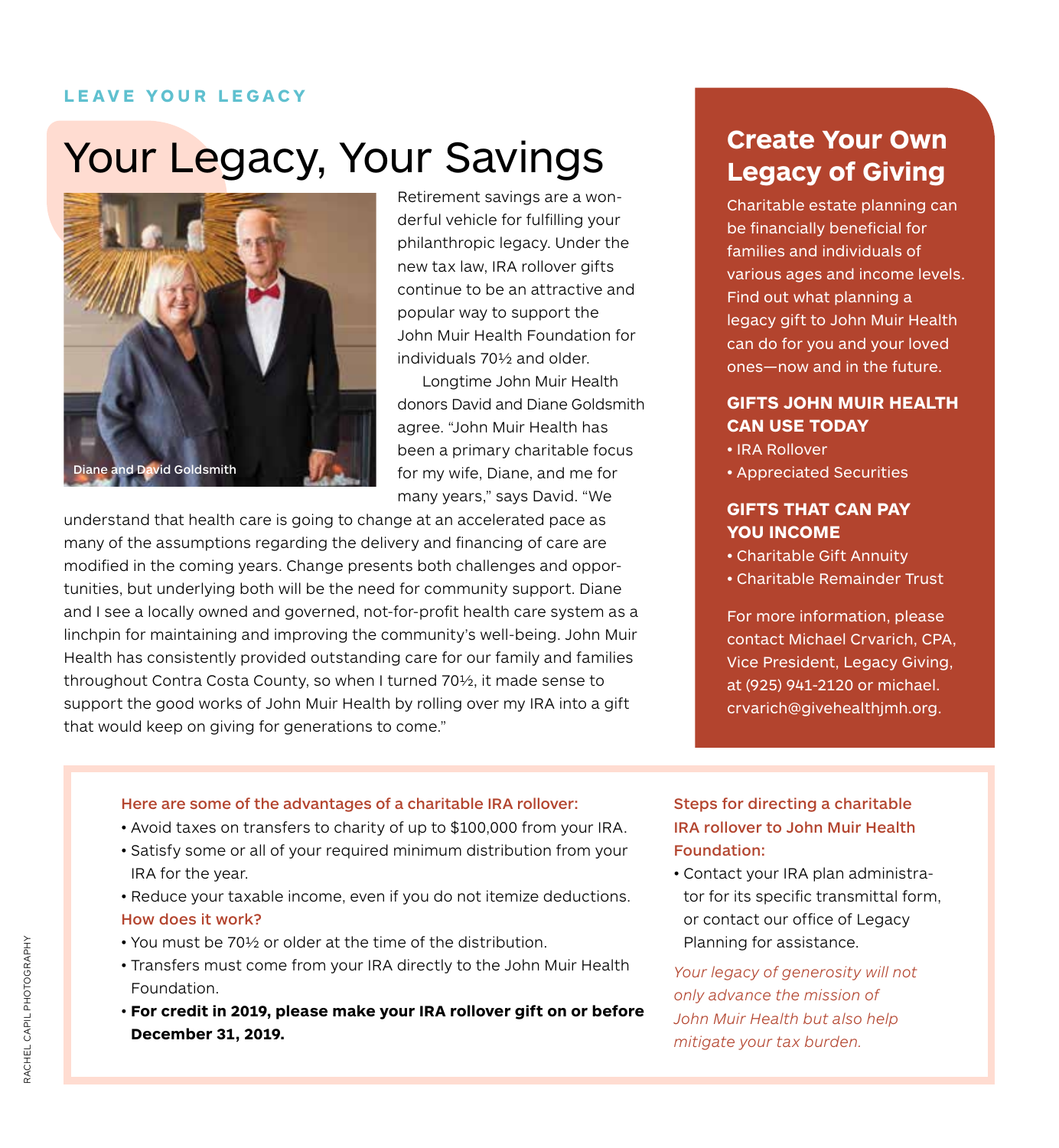LEAVE YOUR LEGACY

# Your Legacy, Your Savings

Diane and David Goldsmith

Retirement savings are a wonderful vehicle for fulfilling your philanthropic legacy. Under the new tax law, IRA rollover gifts continue to be an attractive and popular way to support the John Muir Health Foundation for individuals 70½ and older.

Longtime John Muir Health donors David and Diane Goldsmith agree. "John Muir Health has been a primary charitable focus for my wife, Diane, and me for many years," says David. "We understand that health care is going to change at an accelerated pace as many of the assumptions regarding the delivery and financing of care are modified in the coming years. Change presents both challenges and opportunities, but underlying both will be the need for community support. Diane and I see a locally owned and governed, not-for-profit health care system as a linchpin for maintaining and improving the community's well-being. John Muir Health has consistently provided outstanding care for our family and families throughout Contra Costa County, so when I turned 70½, it made sense to support the good works of John Muir Health by rolling over my IRA into a gift that would keep on giving for generations to come."

## Create Your Own Legacy of Giving

Charitable estate planning can be financially beneficial for families and individuals of various ages and income levels. Find out what planning a legacy gift to John Muir Health can do for you and your loved ones—now and in the future.

### GIFTS JOHN MUIR HEALTH CAN USE TODAY

- IRA Rollover
- Appreciated Securities

### GIFTS THAT CAN PAY YOU INCOME

- Charitable Gift Annuity
- Charitable Remainder Trust

For more information, please contact Michael Crvarich, CPA, Vice President, Legacy Giving, at (925) 941-2120 or michael.crvarich@givehealthjmh.org.

**Here are some of the advantages of a charitable IRA rollover:**

- Avoid taxes on transfers to charity of up to $100,000 from your IRA.
- Satisfy some or all of your required minimum distribution from your IRA for the year.
- Reduce your taxable income, even if you do not itemize deductions.

**How does it work?**

- You must be 70½ or older at the time of the distribution.
- Transfers must come from your IRA directly to the John Muir Health Foundation.
- **For credit in 2019, please make your IRA rollover gift on or before December 31, 2019.**

**Steps for directing a charitable IRA rollover to John Muir Health Foundation:**

- Contact your IRA plan administrator for its specific transmittal form, or contact our office of Legacy Planning for assistance.

*Your legacy of generosity will not only advance the mission of John Muir Health but also help mitigate your tax burden.*

RACHEL CAPIL PHOTOGRAPHY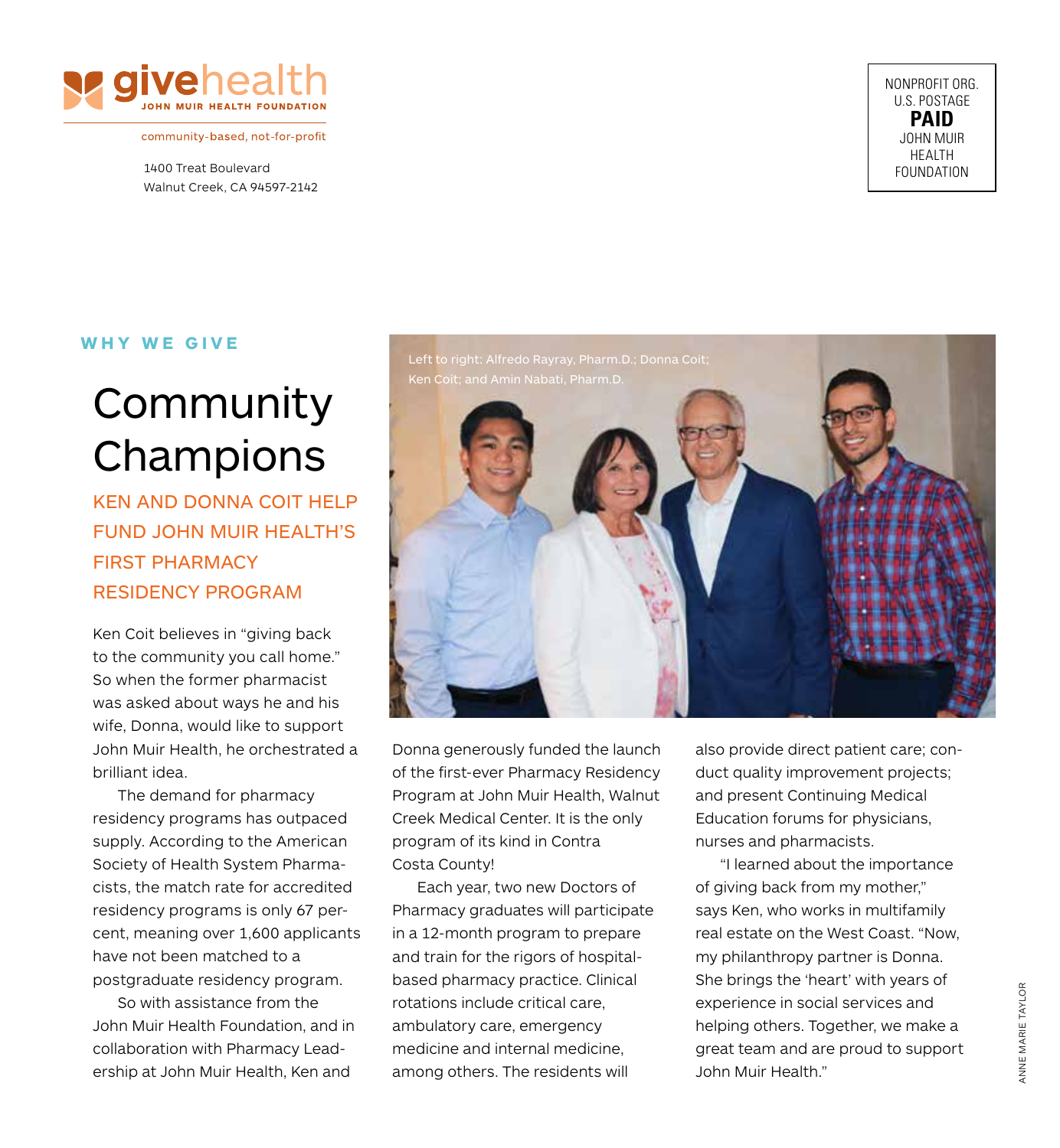givehealth
JOHN MUIR HEALTH FOUNDATION

community-based, not-for-profit

1400 Treat Boulevard
Walnut Creek, CA 94597-2142

NONPROFIT ORG.
U.S. POSTAGE
**PAID**
JOHN MUIR
HEALTH
FOUNDATION

WHY WE GIVE

# Community Champions

## KEN AND DONNA COIT HELP FUND JOHN MUIR HEALTH'S FIRST PHARMACY RESIDENCY PROGRAM

Left to right: Alfredo Rayray, Pharm.D.; Donna Coit; Ken Coit; and Amin Nabati, Pharm.D.

Ken Coit believes in "giving back to the community you call home." So when the former pharmacist was asked about ways he and his wife, Donna, would like to support John Muir Health, he orchestrated a brilliant idea.

The demand for pharmacy residency programs has outpaced supply. According to the American Society of Health System Pharmacists, the match rate for accredited residency programs is only 67 percent, meaning over 1,600 applicants have not been matched to a postgraduate residency program.

So with assistance from the John Muir Health Foundation, and in collaboration with Pharmacy Leadership at John Muir Health, Ken and Donna generously funded the launch of the first-ever Pharmacy Residency Program at John Muir Health, Walnut Creek Medical Center. It is the only program of its kind in Contra Costa County!

Each year, two new Doctors of Pharmacy graduates will participate in a 12-month program to prepare and train for the rigors of hospital-based pharmacy practice. Clinical rotations include critical care, ambulatory care, emergency medicine and internal medicine, among others. The residents will also provide direct patient care; conduct quality improvement projects; and present Continuing Medical Education forums for physicians, nurses and pharmacists.

"I learned about the importance of giving back from my mother," says Ken, who works in multifamily real estate on the West Coast. "Now, my philanthropy partner is Donna. She brings the 'heart' with years of experience in social services and helping others. Together, we make a great team and are proud to support John Muir Health."

ANNE MARIE TAYLOR